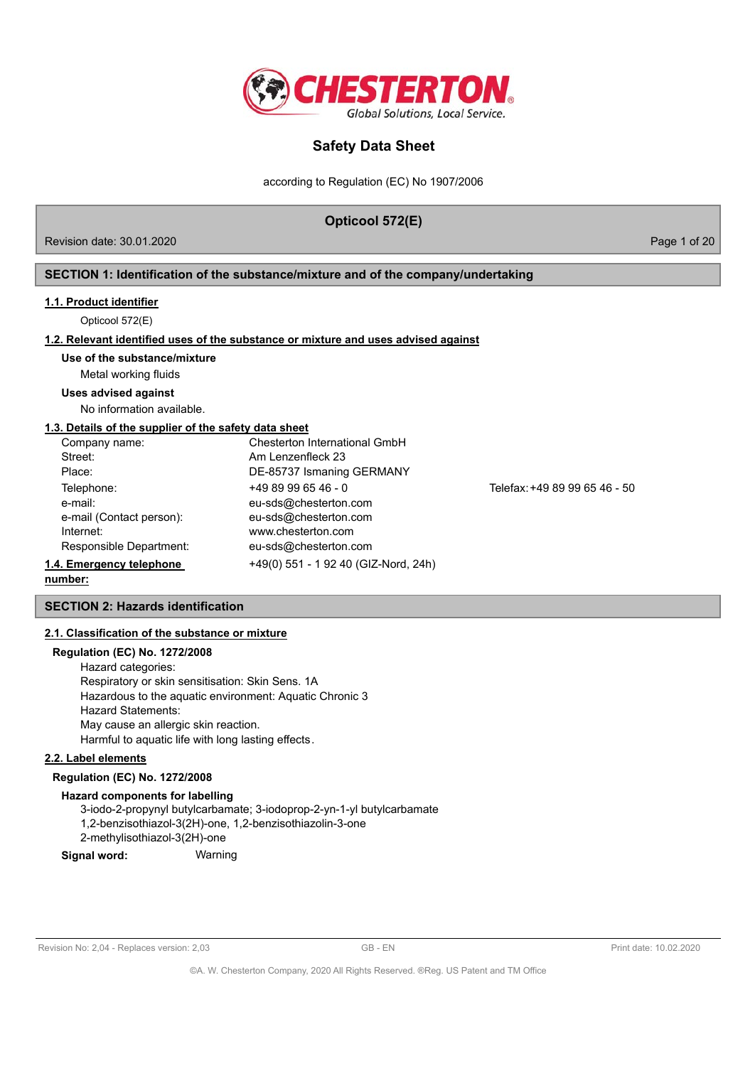CHESTERTON
Global Solutions, Local Service.

# Safety Data Sheet

according to Regulation (EC) No 1907/2006

**Opticool 572(E)**

Revision date: 30.01.2020

## SECTION 1: Identification of the substance/mixture and of the company/undertaking

### 1.1. Product identifier

Opticool 572(E)

### 1.2. Relevant identified uses of the substance or mixture and uses advised against

**Use of the substance/mixture**

Metal working fluids

**Uses advised against**

No information available.

### 1.3. Details of the supplier of the safety data sheet

| | | |
|---|---|---|
| Company name: | Chesterton International GmbH | |
| Street: | Am Lenzenfleck 23 | |
| Place: | DE-85737 Ismaning GERMANY | |
| Telephone: | +49 89 99 65 46 - 0 | Telefax: +49 89 99 65 46 - 50 |
| e-mail: | eu-sds@chesterton.com | |
| e-mail (Contact person): | eu-sds@chesterton.com | |
| Internet: | www.chesterton.com | |
| Responsible Department: | eu-sds@chesterton.com | |

### 1.4. Emergency telephone number:

+49(0) 551 - 1 92 40 (GIZ-Nord, 24h)

## SECTION 2: Hazards identification

### 2.1. Classification of the substance or mixture

**Regulation (EC) No. 1272/2008**

Hazard categories:
Respiratory or skin sensitisation: Skin Sens. 1A
Hazardous to the aquatic environment: Aquatic Chronic 3
Hazard Statements:
May cause an allergic skin reaction.
Harmful to aquatic life with long lasting effects.

### 2.2. Label elements

**Regulation (EC) No. 1272/2008**

**Hazard components for labelling**

3-iodo-2-propynyl butylcarbamate; 3-iodoprop-2-yn-1-yl butylcarbamate
1,2-benzisothiazol-3(2H)-one, 1,2-benzisothiazolin-3-one
2-methylisothiazol-3(2H)-one

**Signal word:** Warning

Revision No: 2,04 - Replaces version: 2,03 | GB - EN | Print date: 10.02.2020

©A. W. Chesterton Company, 2020 All Rights Reserved. ®Reg. US Patent and TM Office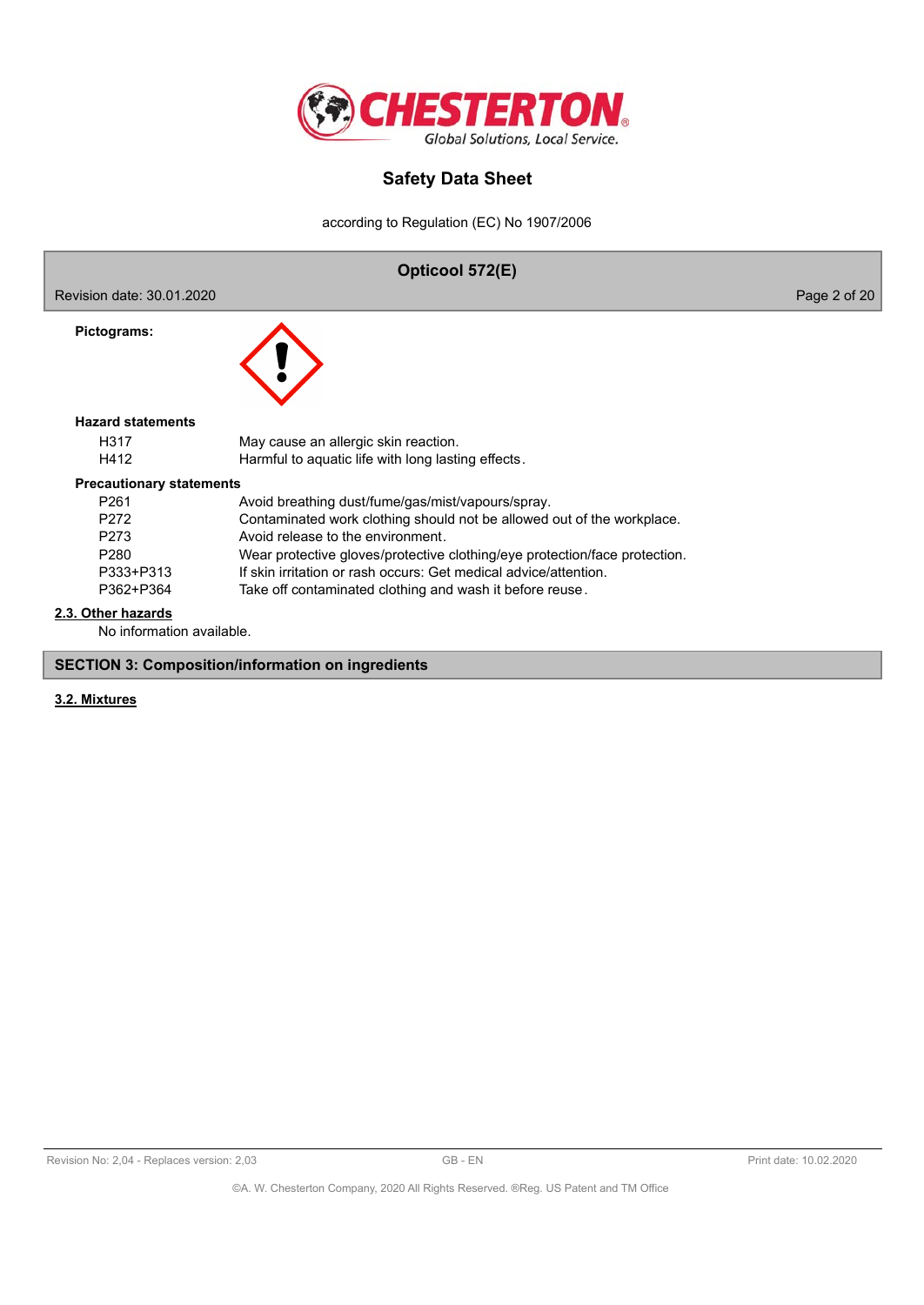**Pictograms:**

**Hazard statements**

| | |
|---|---|
| H317 | May cause an allergic skin reaction. |
| H412 | Harmful to aquatic life with long lasting effects. |

**Precautionary statements**

| | |
|---|---|
| P261 | Avoid breathing dust/fume/gas/mist/vapours/spray. |
| P272 | Contaminated work clothing should not be allowed out of the workplace. |
| P273 | Avoid release to the environment. |
| P280 | Wear protective gloves/protective clothing/eye protection/face protection. |
| P333+P313 | If skin irritation or rash occurs: Get medical advice/attention. |
| P362+P364 | Take off contaminated clothing and wash it before reuse. |

### 2.3. Other hazards

No information available.

## SECTION 3: Composition/information on ingredients

### 3.2. Mixtures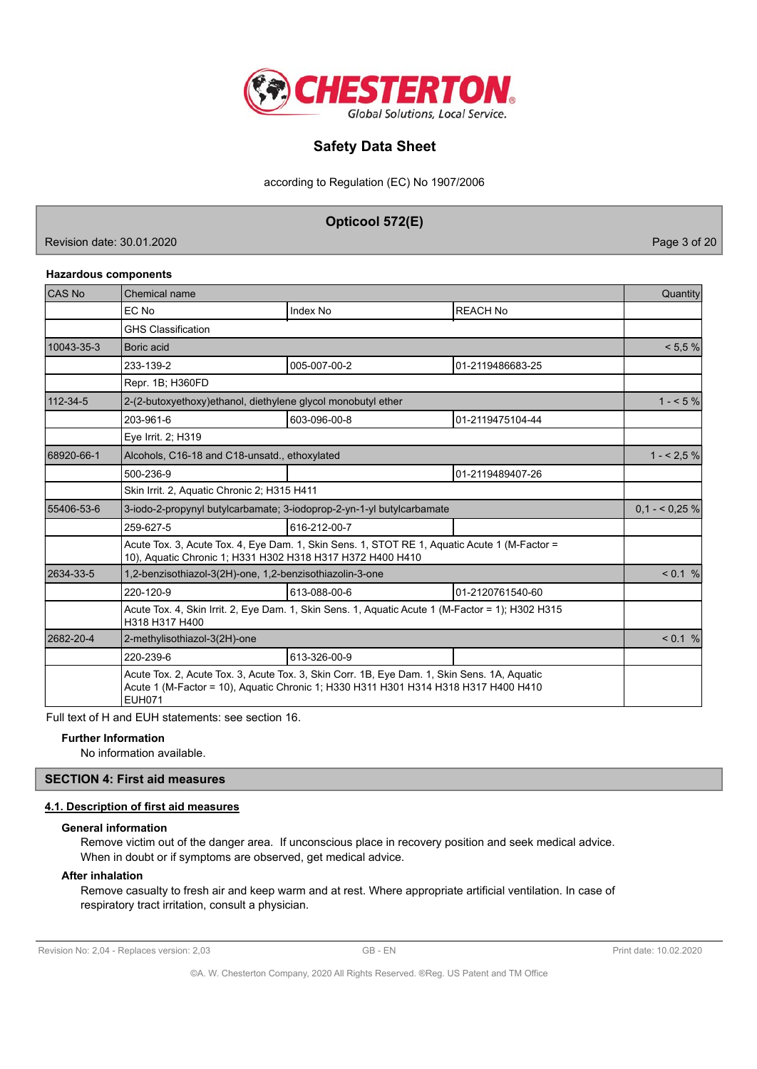### Hazardous components

| CAS No | Chemical name | | | Quantity |
|---|---|---|---|---|
| | EC No | Index No | REACH No | |
| | GHS Classification | | | |
| 10043-35-3 | Boric acid | | | < 5,5 % |
| | 233-139-2 | 005-007-00-2 | 01-2119486683-25 | |
| | Repr. 1B; H360FD | | | |
| 112-34-5 | 2-(2-butoxyethoxy)ethanol, diethylene glycol monobutyl ether | | | 1 - < 5 % |
| | 203-961-6 | 603-096-00-8 | 01-2119475104-44 | |
| | Eye Irrit. 2; H319 | | | |
| 68920-66-1 | Alcohols, C16-18 and C18-unsatd., ethoxylated | | | 1 - < 2,5 % |
| | 500-236-9 | | 01-2119489407-26 | |
| | Skin Irrit. 2, Aquatic Chronic 2; H315 H411 | | | |
| 55406-53-6 | 3-iodo-2-propynyl butylcarbamate; 3-iodoprop-2-yn-1-yl butylcarbamate | | | 0,1 - < 0,25 % |
| | 259-627-5 | 616-212-00-7 | | |
| | Acute Tox. 3, Acute Tox. 4, Eye Dam. 1, Skin Sens. 1, STOT RE 1, Aquatic Acute 1 (M-Factor = 10), Aquatic Chronic 1; H331 H302 H318 H317 H372 H400 H410 | | | |
| 2634-33-5 | 1,2-benzisothiazol-3(2H)-one, 1,2-benzisothiazolin-3-one | | | < 0.1 % |
| | 220-120-9 | 613-088-00-6 | 01-2120761540-60 | |
| | Acute Tox. 4, Skin Irrit. 2, Eye Dam. 1, Skin Sens. 1, Aquatic Acute 1 (M-Factor = 1); H302 H315 H318 H317 H400 | | | |
| 2682-20-4 | 2-methylisothiazol-3(2H)-one | | | < 0.1 % |
| | 220-239-6 | 613-326-00-9 | | |
| | Acute Tox. 2, Acute Tox. 3, Acute Tox. 3, Skin Corr. 1B, Eye Dam. 1, Skin Sens. 1A, Aquatic Acute 1 (M-Factor = 10), Aquatic Chronic 1; H330 H311 H301 H314 H318 H317 H400 H410 EUH071 | | | |

Full text of H and EUH statements: see section 16.

**Further Information**

No information available.

## SECTION 4: First aid measures

### 4.1. Description of first aid measures

**General information**

Remove victim out of the danger area. If unconscious place in recovery position and seek medical advice. When in doubt or if symptoms are observed, get medical advice.

**After inhalation**

Remove casualty to fresh air and keep warm and at rest. Where appropriate artificial ventilation. In case of respiratory tract irritation, consult a physician.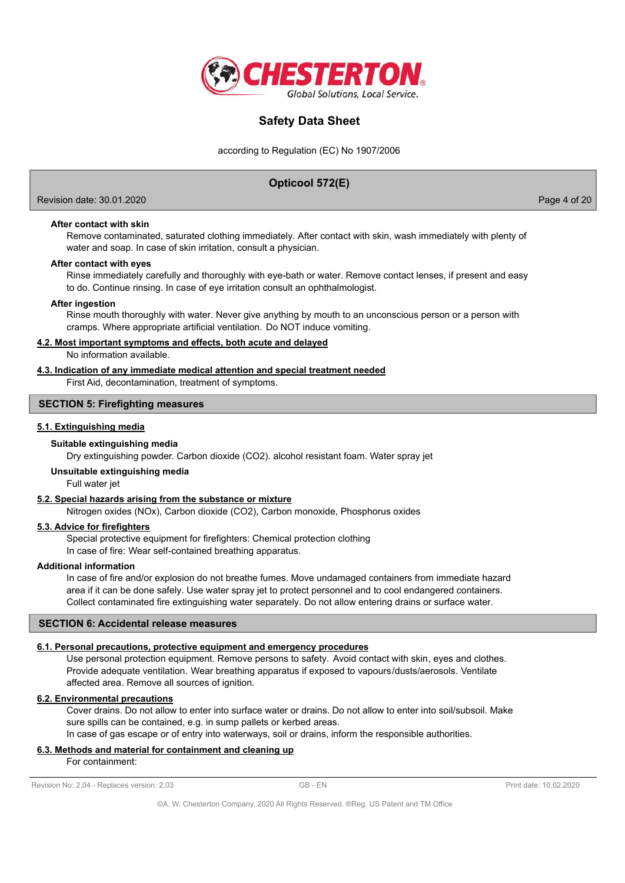**After contact with skin**

Remove contaminated, saturated clothing immediately. After contact with skin, wash immediately with plenty of water and soap. In case of skin irritation, consult a physician.

**After contact with eyes**

Rinse immediately carefully and thoroughly with eye-bath or water. Remove contact lenses, if present and easy to do. Continue rinsing. In case of eye irritation consult an ophthalmologist.

**After ingestion**

Rinse mouth thoroughly with water. Never give anything by mouth to an unconscious person or a person with cramps. Where appropriate artificial ventilation. Do NOT induce vomiting.

**4.2. Most important symptoms and effects, both acute and delayed**

No information available.

**4.3. Indication of any immediate medical attention and special treatment needed**

First Aid, decontamination, treatment of symptoms.

## SECTION 5: Firefighting measures

**5.1. Extinguishing media**

**Suitable extinguishing media**

Dry extinguishing powder. Carbon dioxide ($CO_2$). alcohol resistant foam. Water spray jet

**Unsuitable extinguishing media**

Full water jet

**5.2. Special hazards arising from the substance or mixture**

Nitrogen oxides ($NO_x$), Carbon dioxide ($CO_2$), Carbon monoxide, Phosphorus oxides

**5.3. Advice for firefighters**

Special protective equipment for firefighters: Chemical protection clothing
In case of fire: Wear self-contained breathing apparatus.

**Additional information**

In case of fire and/or explosion do not breathe fumes. Move undamaged containers from immediate hazard area if it can be done safely. Use water spray jet to protect personnel and to cool endangered containers. Collect contaminated fire extinguishing water separately. Do not allow entering drains or surface water.

## SECTION 6: Accidental release measures

**6.1. Personal precautions, protective equipment and emergency procedures**

Use personal protection equipment. Remove persons to safety. Avoid contact with skin, eyes and clothes. Provide adequate ventilation. Wear breathing apparatus if exposed to vapours/dusts/aerosols. Ventilate affected area. Remove all sources of ignition.

**6.2. Environmental precautions**

Cover drains. Do not allow to enter into surface water or drains. Do not allow to enter into soil/subsoil. Make sure spills can be contained, e.g. in sump pallets or kerbed areas.
In case of gas escape or of entry into waterways, soil or drains, inform the responsible authorities.

**6.3. Methods and material for containment and cleaning up**

For containment: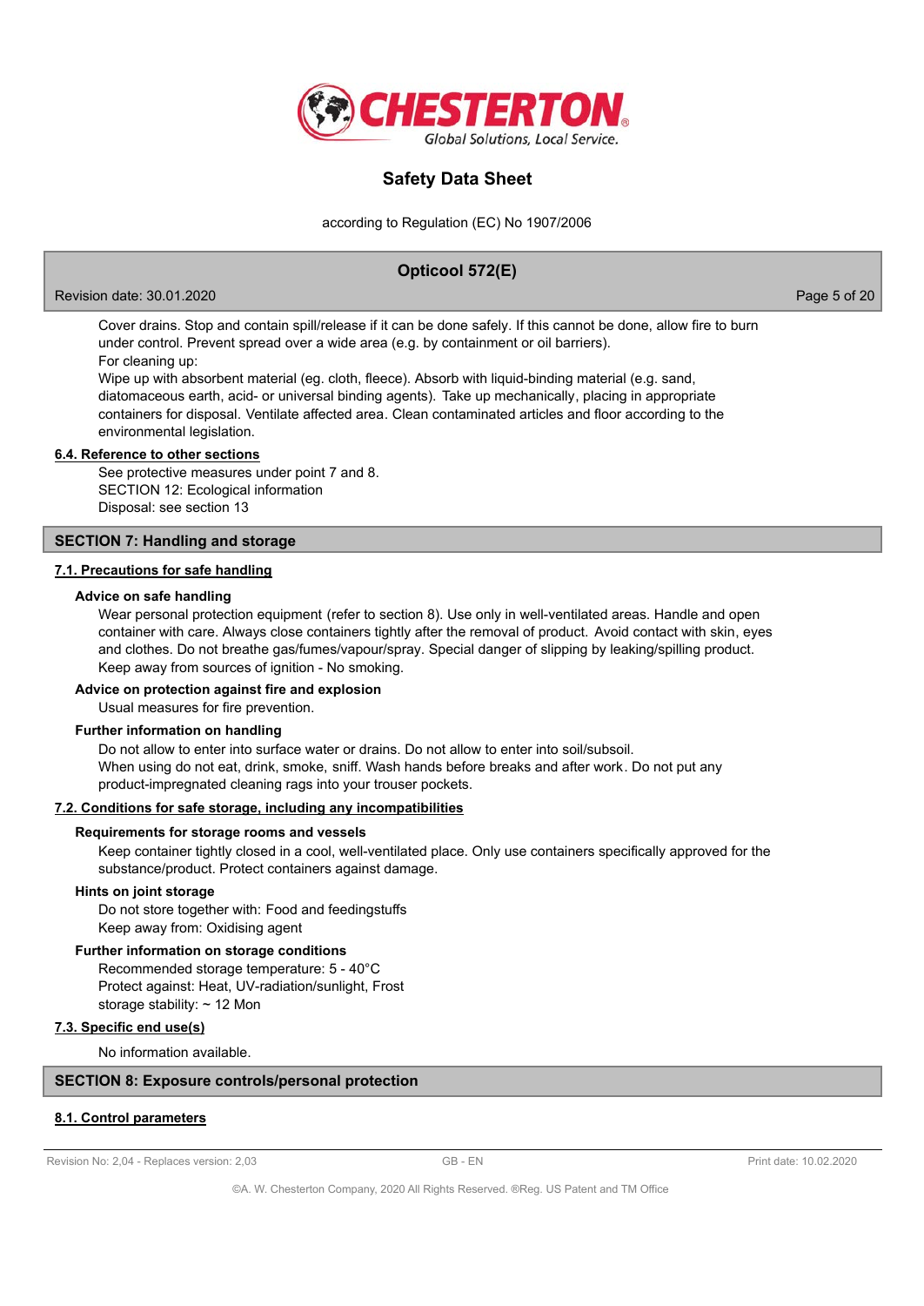Cover drains. Stop and contain spill/release if it can be done safely. If this cannot be done, allow fire to burn under control. Prevent spread over a wide area (e.g. by containment or oil barriers).

For cleaning up:

Wipe up with absorbent material (eg. cloth, fleece). Absorb with liquid-binding material (e.g. sand, diatomaceous earth, acid- or universal binding agents). Take up mechanically, placing in appropriate containers for disposal. Ventilate affected area. Clean contaminated articles and floor according to the environmental legislation.

### 6.4. Reference to other sections

See protective measures under point 7 and 8.
SECTION 12: Ecological information
Disposal: see section 13

## SECTION 7: Handling and storage

### 7.1. Precautions for safe handling

**Advice on safe handling**

Wear personal protection equipment (refer to section 8). Use only in well-ventilated areas. Handle and open container with care. Always close containers tightly after the removal of product. Avoid contact with skin, eyes and clothes. Do not breathe gas/fumes/vapour/spray. Special danger of slipping by leaking/spilling product. Keep away from sources of ignition - No smoking.

**Advice on protection against fire and explosion**

Usual measures for fire prevention.

**Further information on handling**

Do not allow to enter into surface water or drains. Do not allow to enter into soil/subsoil.
When using do not eat, drink, smoke, sniff. Wash hands before breaks and after work. Do not put any product-impregnated cleaning rags into your trouser pockets.

### 7.2. Conditions for safe storage, including any incompatibilities

**Requirements for storage rooms and vessels**

Keep container tightly closed in a cool, well-ventilated place. Only use containers specifically approved for the substance/product. Protect containers against damage.

**Hints on joint storage**

Do not store together with: Food and feedingstuffs
Keep away from: Oxidising agent

**Further information on storage conditions**

Recommended storage temperature: 5 - 40°C
Protect against: Heat, UV-radiation/sunlight, Frost
storage stability: ~ 12 Mon

### 7.3. Specific end use(s)

No information available.

## SECTION 8: Exposure controls/personal protection

### 8.1. Control parameters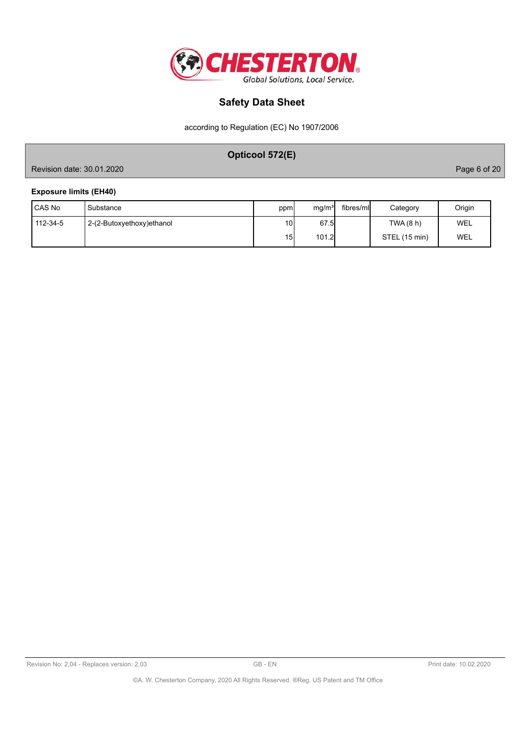### Exposure limits (EH40)

| CAS No | Substance | ppm | mg/m³ | fibres/ml | Category | Origin |
|---|---|---|---|---|---|---|
| 112-34-5 | 2-(2-Butoxyethoxy)ethanol | 10 | 67.5 | | TWA (8 h) | WEL |
| | | 15 | 101.2 | | STEL (15 min) | WEL |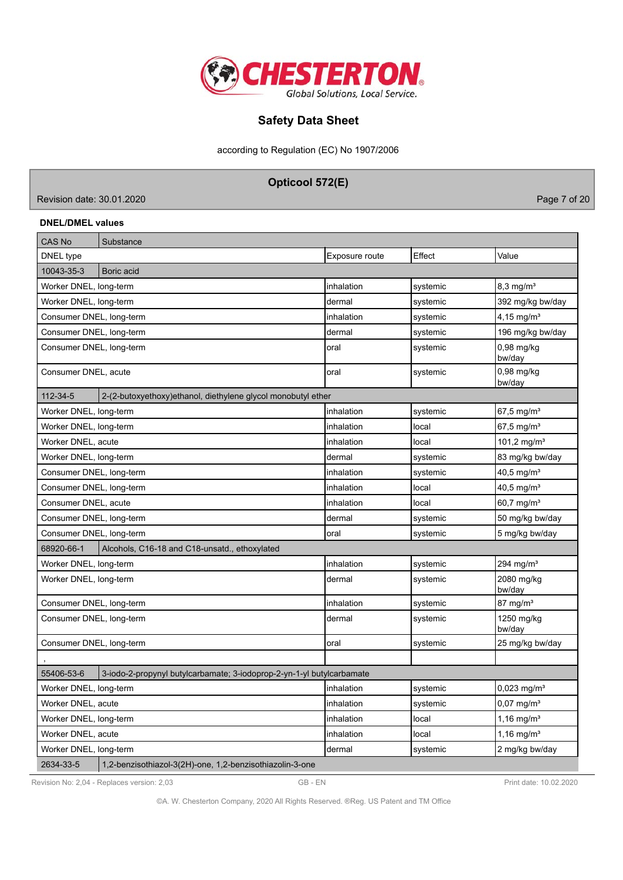### DNEL/DMEL values

| CAS No | Substance | | | |
|---|---|---|---|---|
| DNEL type | | Exposure route | Effect | Value |
| 10043-35-3 | Boric acid | | | |
| Worker DNEL, long-term | | inhalation | systemic | 8,3 mg/m³ |
| Worker DNEL, long-term | | dermal | systemic | 392 mg/kg bw/day |
| Consumer DNEL, long-term | | inhalation | systemic | 4,15 mg/m³ |
| Consumer DNEL, long-term | | dermal | systemic | 196 mg/kg bw/day |
| Consumer DNEL, long-term | | oral | systemic | 0,98 mg/kg bw/day |
| Consumer DNEL, acute | | oral | systemic | 0,98 mg/kg bw/day |
| 112-34-5 | 2-(2-butoxyethoxy)ethanol, diethylene glycol monobutyl ether | | | |
| Worker DNEL, long-term | | inhalation | systemic | 67,5 mg/m³ |
| Worker DNEL, long-term | | inhalation | local | 67,5 mg/m³ |
| Worker DNEL, acute | | inhalation | local | 101,2 mg/m³ |
| Worker DNEL, long-term | | dermal | systemic | 83 mg/kg bw/day |
| Consumer DNEL, long-term | | inhalation | systemic | 40,5 mg/m³ |
| Consumer DNEL, long-term | | inhalation | local | 40,5 mg/m³ |
| Consumer DNEL, acute | | inhalation | local | 60,7 mg/m³ |
| Consumer DNEL, long-term | | dermal | systemic | 50 mg/kg bw/day |
| Consumer DNEL, long-term | | oral | systemic | 5 mg/kg bw/day |
| 68920-66-1 | Alcohols, C16-18 and C18-unsatd., ethoxylated | | | |
| Worker DNEL, long-term | | inhalation | systemic | 294 mg/m³ |
| Worker DNEL, long-term | | dermal | systemic | 2080 mg/kg bw/day |
| Consumer DNEL, long-term | | inhalation | systemic | 87 mg/m³ |
| Consumer DNEL, long-term | | dermal | systemic | 1250 mg/kg bw/day |
| Consumer DNEL, long-term | | oral | systemic | 25 mg/kg bw/day |
| , | | | | |
| 55406-53-6 | 3-iodo-2-propynyl butylcarbamate; 3-iodoprop-2-yn-1-yl butylcarbamate | | | |
| Worker DNEL, long-term | | inhalation | systemic | 0,023 mg/m³ |
| Worker DNEL, acute | | inhalation | systemic | 0,07 mg/m³ |
| Worker DNEL, long-term | | inhalation | local | 1,16 mg/m³ |
| Worker DNEL, acute | | inhalation | local | 1,16 mg/m³ |
| Worker DNEL, long-term | | dermal | systemic | 2 mg/kg bw/day |
| 2634-33-5 | 1,2-benzisothiazol-3(2H)-one, 1,2-benzisothiazolin-3-one | | | |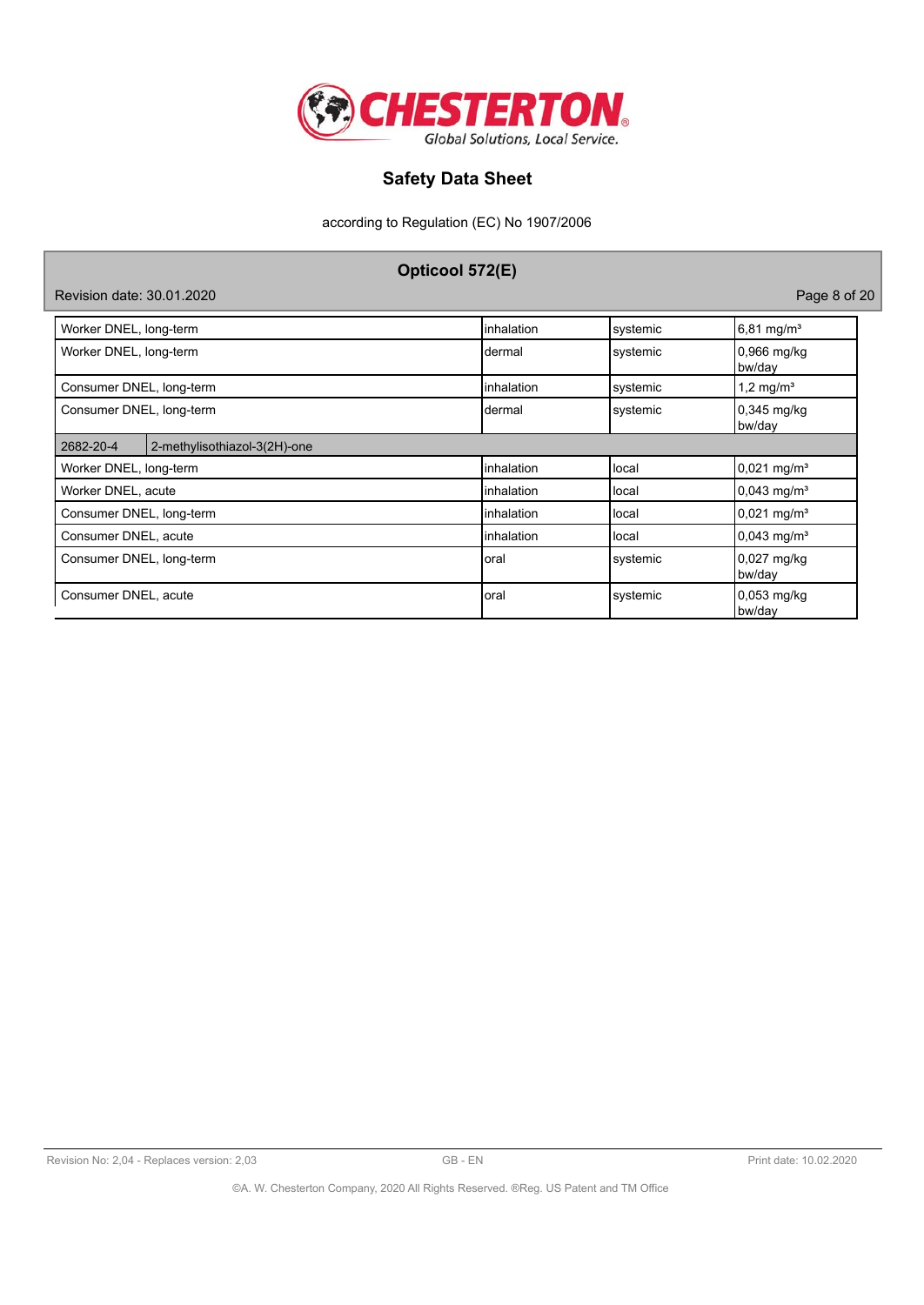| | | | |
|---|---|---|---|
| Worker DNEL, long-term | inhalation | systemic | 6,81 mg/m³ |
| Worker DNEL, long-term | dermal | systemic | 0,966 mg/kg bw/day |
| Consumer DNEL, long-term | inhalation | systemic | 1,2 mg/m³ |
| Consumer DNEL, long-term | dermal | systemic | 0,345 mg/kg bw/day |
| 2682-20-4 | 2-methylisothiazol-3(2H)-one | | |
| Worker DNEL, long-term | inhalation | local | 0,021 mg/m³ |
| Worker DNEL, acute | inhalation | local | 0,043 mg/m³ |
| Consumer DNEL, long-term | inhalation | local | 0,021 mg/m³ |
| Consumer DNEL, acute | inhalation | local | 0,043 mg/m³ |
| Consumer DNEL, long-term | oral | systemic | 0,027 mg/kg bw/day |
| Consumer DNEL, acute | oral | systemic | 0,053 mg/kg bw/day |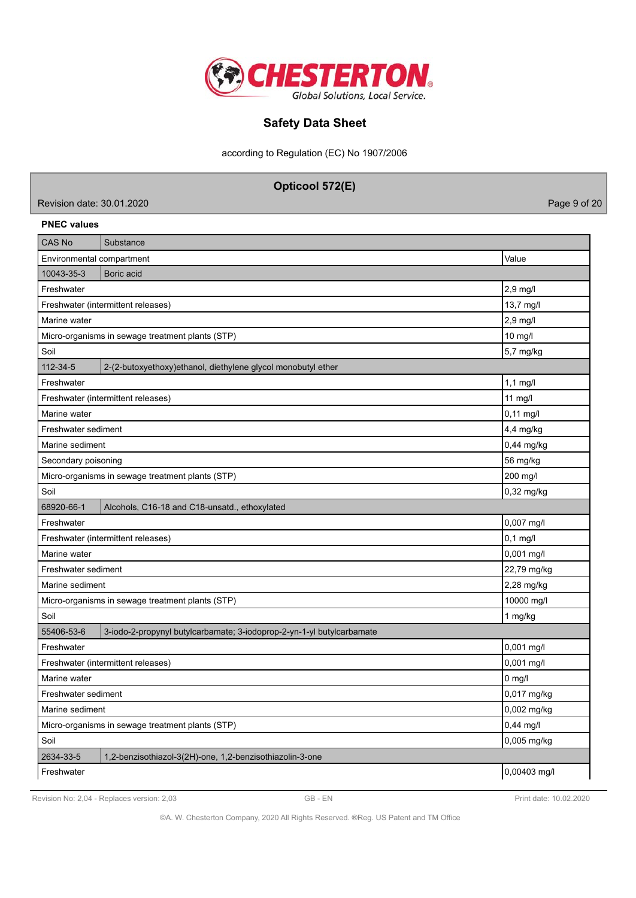**PNEC values**

| CAS No | Substance | |
|---|---|---|
| Environmental compartment | | Value |
| 10043-35-3 | Boric acid | |
| Freshwater | | 2,9 mg/l |
| Freshwater (intermittent releases) | | 13,7 mg/l |
| Marine water | | 2,9 mg/l |
| Micro-organisms in sewage treatment plants (STP) | | 10 mg/l |
| Soil | | 5,7 mg/kg |
| 112-34-5 | 2-(2-butoxyethoxy)ethanol, diethylene glycol monobutyl ether | |
| Freshwater | | 1,1 mg/l |
| Freshwater (intermittent releases) | | 11 mg/l |
| Marine water | | 0,11 mg/l |
| Freshwater sediment | | 4,4 mg/kg |
| Marine sediment | | 0,44 mg/kg |
| Secondary poisoning | | 56 mg/kg |
| Micro-organisms in sewage treatment plants (STP) | | 200 mg/l |
| Soil | | 0,32 mg/kg |
| 68920-66-1 | Alcohols, C16-18 and C18-unsatd., ethoxylated | |
| Freshwater | | 0,007 mg/l |
| Freshwater (intermittent releases) | | 0,1 mg/l |
| Marine water | | 0,001 mg/l |
| Freshwater sediment | | 22,79 mg/kg |
| Marine sediment | | 2,28 mg/kg |
| Micro-organisms in sewage treatment plants (STP) | | 10000 mg/l |
| Soil | | 1 mg/kg |
| 55406-53-6 | 3-iodo-2-propynyl butylcarbamate; 3-iodoprop-2-yn-1-yl butylcarbamate | |
| Freshwater | | 0,001 mg/l |
| Freshwater (intermittent releases) | | 0,001 mg/l |
| Marine water | | 0 mg/l |
| Freshwater sediment | | 0,017 mg/kg |
| Marine sediment | | 0,002 mg/kg |
| Micro-organisms in sewage treatment plants (STP) | | 0,44 mg/l |
| Soil | | 0,005 mg/kg |
| 2634-33-5 | 1,2-benzisothiazol-3(2H)-one, 1,2-benzisothiazolin-3-one | |
| Freshwater | | 0,00403 mg/l |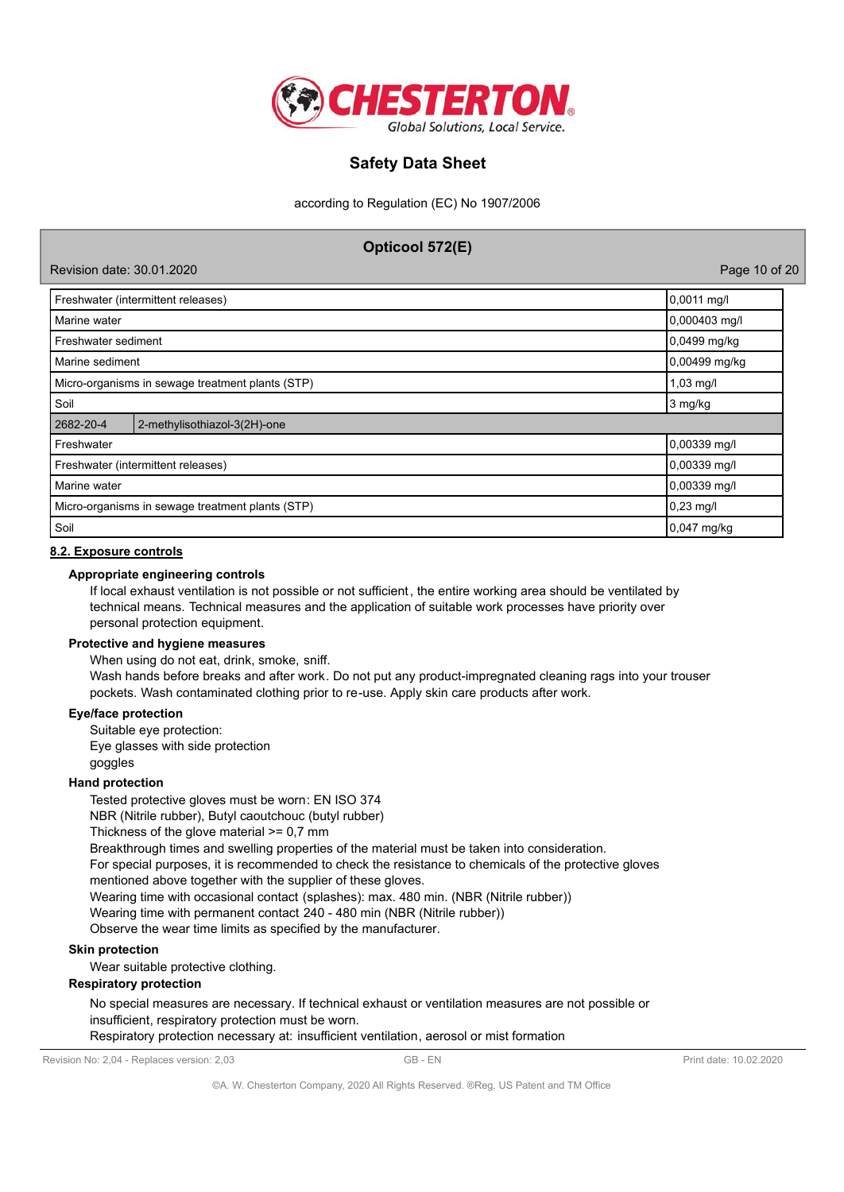| | | |
|---|---|---|
| Freshwater (intermittent releases) | | 0,0011 mg/l |
| Marine water | | 0,000403 mg/l |
| Freshwater sediment | | 0,0499 mg/kg |
| Marine sediment | | 0,00499 mg/kg |
| Micro-organisms in sewage treatment plants (STP) | | 1,03 mg/l |
| Soil | | 3 mg/kg |
| 2682-20-4 | 2-methylisothiazol-3(2H)-one | |
| Freshwater | | 0,00339 mg/l |
| Freshwater (intermittent releases) | | 0,00339 mg/l |
| Marine water | | 0,00339 mg/l |
| Micro-organisms in sewage treatment plants (STP) | | 0,23 mg/l |
| Soil | | 0,047 mg/kg |

## 8.2. Exposure controls

**Appropriate engineering controls**

If local exhaust ventilation is not possible or not sufficient, the entire working area should be ventilated by technical means. Technical measures and the application of suitable work processes have priority over personal protection equipment.

**Protective and hygiene measures**

When using do not eat, drink, smoke, sniff.
Wash hands before breaks and after work. Do not put any product-impregnated cleaning rags into your trouser pockets. Wash contaminated clothing prior to re-use. Apply skin care products after work.

**Eye/face protection**

Suitable eye protection:
Eye glasses with side protection
goggles

**Hand protection**

Tested protective gloves must be worn: EN ISO 374
NBR (Nitrile rubber), Butyl caoutchouc (butyl rubber)
Thickness of the glove material >= 0,7 mm
Breakthrough times and swelling properties of the material must be taken into consideration.
For special purposes, it is recommended to check the resistance to chemicals of the protective gloves mentioned above together with the supplier of these gloves.
Wearing time with occasional contact (splashes): max. 480 min. (NBR (Nitrile rubber))
Wearing time with permanent contact 240 - 480 min (NBR (Nitrile rubber))
Observe the wear time limits as specified by the manufacturer.

**Skin protection**

Wear suitable protective clothing.

**Respiratory protection**

No special measures are necessary. If technical exhaust or ventilation measures are not possible or insufficient, respiratory protection must be worn.
Respiratory protection necessary at: insufficient ventilation, aerosol or mist formation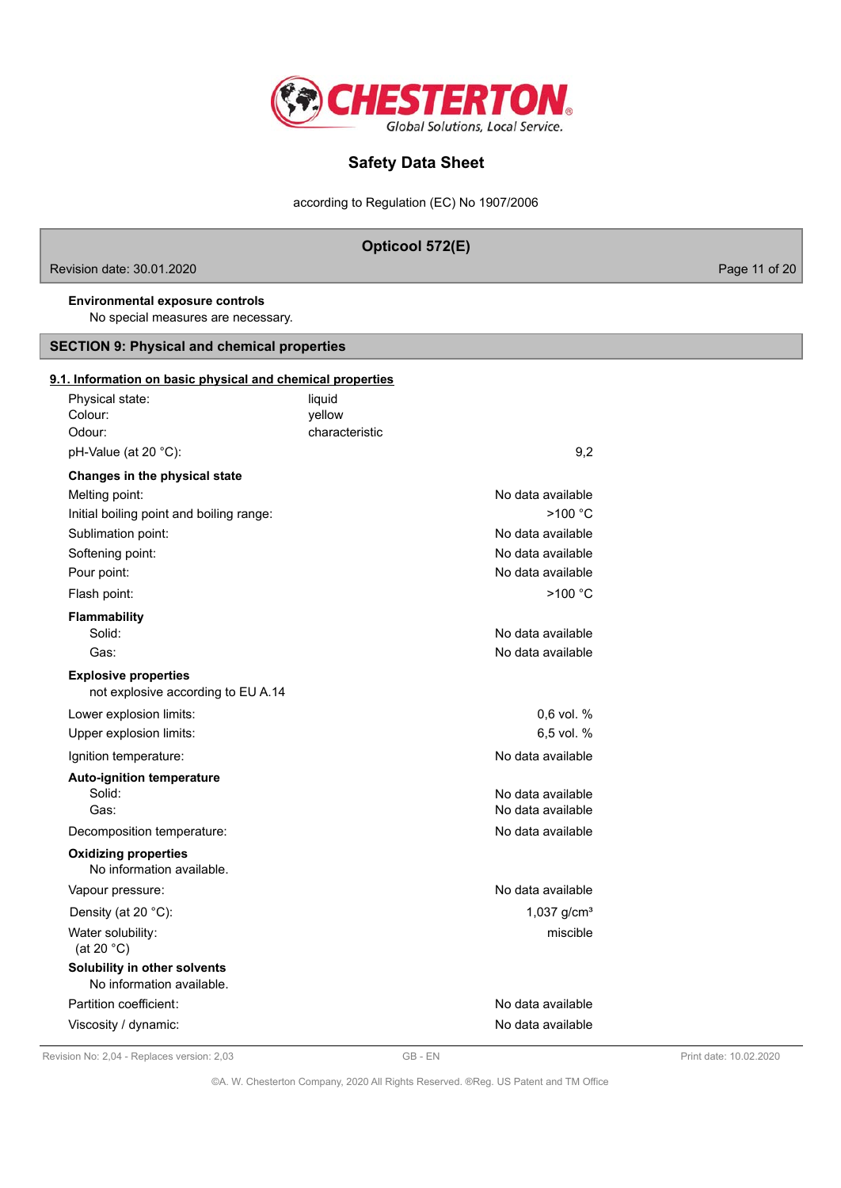**Environmental exposure controls**

No special measures are necessary.

## SECTION 9: Physical and chemical properties

### 9.1. Information on basic physical and chemical properties

| | |
|---|---|
| Physical state: | liquid |
| Colour: | yellow |
| Odour: | characteristic |
| pH-Value (at 20 °C): | 9,2 |

**Changes in the physical state**

| | |
|---|---|
| Melting point: | No data available |
| Initial boiling point and boiling range: | >100 °C |
| Sublimation point: | No data available |
| Softening point: | No data available |
| Pour point: | No data available |
| Flash point: | >100 °C |

**Flammability**

| | |
|---|---|
| Solid: | No data available |
| Gas: | No data available |

**Explosive properties**

not explosive according to EU A.14

| | |
|---|---|
| Lower explosion limits: | 0,6 vol. % |
| Upper explosion limits: | 6,5 vol. % |
| Ignition temperature: | No data available |

**Auto-ignition temperature**

| | |
|---|---|
| Solid: | No data available |
| Gas: | No data available |
| Decomposition temperature: | No data available |

**Oxidizing properties**

No information available.

| | |
|---|---|
| Vapour pressure: | No data available |
| Density (at 20 °C): | 1,037 g/cm³ |
| Water solubility: (at 20 °C) | miscible |

**Solubility in other solvents**

No information available.

| | |
|---|---|
| Partition coefficient: | No data available |
| Viscosity / dynamic: | No data available |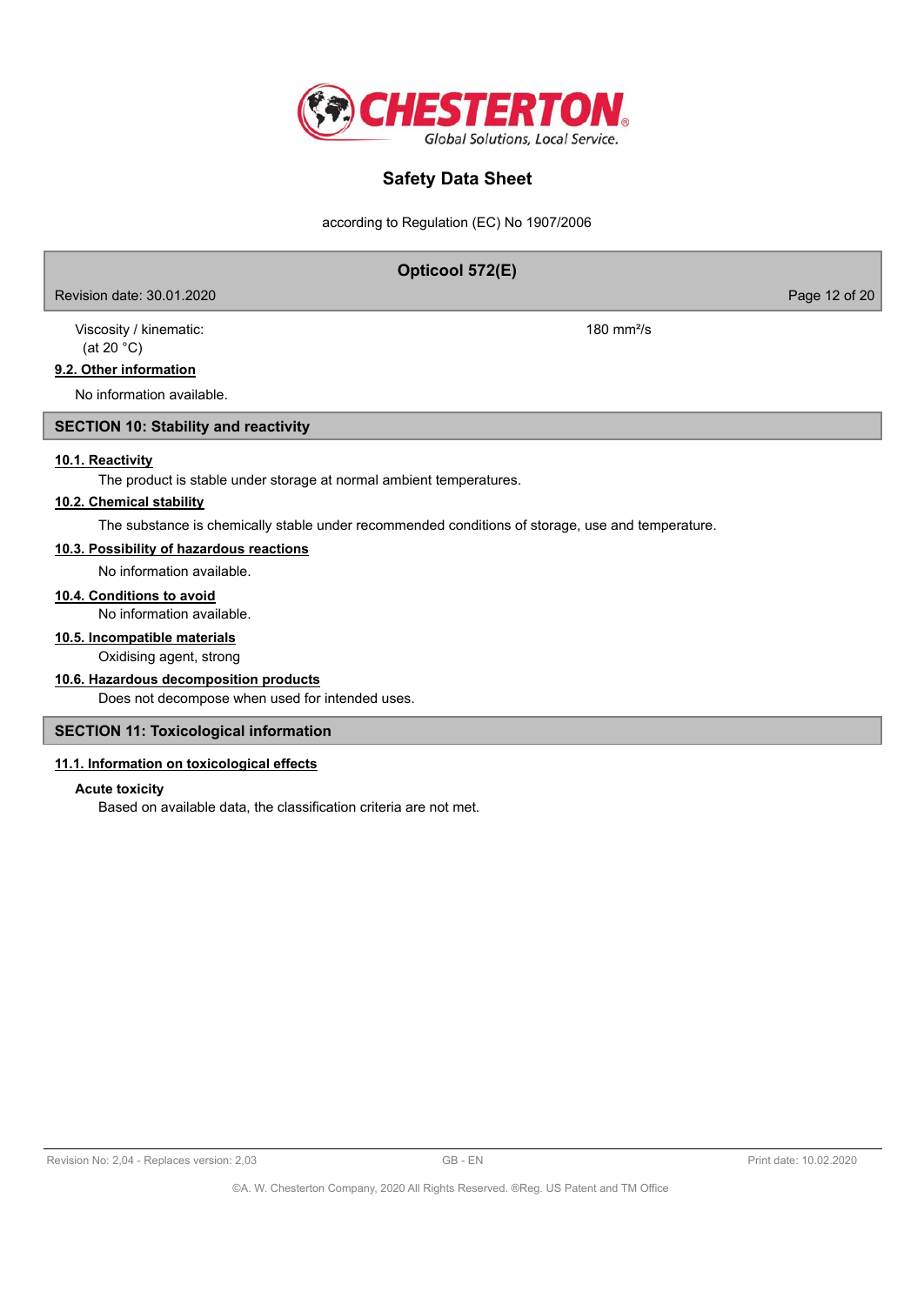Viscosity / kinematic: (at 20 °C) 180 $mm^2/s$

### 9.2. Other information

No information available.

## SECTION 10: Stability and reactivity

### 10.1. Reactivity

The product is stable under storage at normal ambient temperatures.

### 10.2. Chemical stability

The substance is chemically stable under recommended conditions of storage, use and temperature.

### 10.3. Possibility of hazardous reactions

No information available.

### 10.4. Conditions to avoid

No information available.

### 10.5. Incompatible materials

Oxidising agent, strong

### 10.6. Hazardous decomposition products

Does not decompose when used for intended uses.

## SECTION 11: Toxicological information

### 11.1. Information on toxicological effects

**Acute toxicity**

Based on available data, the classification criteria are not met.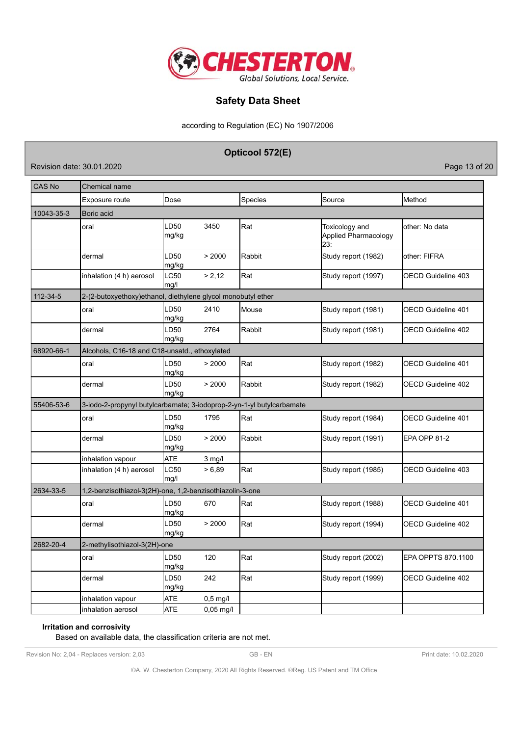| CAS No | Chemical name | | | | |
|---|---|---|---|---|---|
| | Exposure route | Dose | Species | Source | Method |
| 10043-35-3 | Boric acid | | | | |
| | oral | LD50 3450 mg/kg | Rat | Toxicology and Applied Pharmacology 23: | other: No data |
| | dermal | LD50 > 2000 mg/kg | Rabbit | Study report (1982) | other: FIFRA |
| | inhalation (4 h) aerosol | LC50 > 2,12 mg/l | Rat | Study report (1997) | OECD Guideline 403 |
| 112-34-5 | 2-(2-butoxyethoxy)ethanol, diethylene glycol monobutyl ether | | | | |
| | oral | LD50 2410 mg/kg | Mouse | Study report (1981) | OECD Guideline 401 |
| | dermal | LD50 2764 mg/kg | Rabbit | Study report (1981) | OECD Guideline 402 |
| 68920-66-1 | Alcohols, C16-18 and C18-unsatd., ethoxylated | | | | |
| | oral | LD50 > 2000 mg/kg | Rat | Study report (1982) | OECD Guideline 401 |
| | dermal | LD50 > 2000 mg/kg | Rabbit | Study report (1982) | OECD Guideline 402 |
| 55406-53-6 | 3-iodo-2-propynyl butylcarbamate; 3-iodoprop-2-yn-1-yl butylcarbamate | | | | |
| | oral | LD50 1795 mg/kg | Rat | Study report (1984) | OECD Guideline 401 |
| | dermal | LD50 > 2000 mg/kg | Rabbit | Study report (1991) | EPA OPP 81-2 |
| | inhalation vapour | ATE 3 mg/l | | | |
| | inhalation (4 h) aerosol | LC50 > 6,89 mg/l | Rat | Study report (1985) | OECD Guideline 403 |
| 2634-33-5 | 1,2-benzisothiazol-3(2H)-one, 1,2-benzisothiazolin-3-one | | | | |
| | oral | LD50 670 mg/kg | Rat | Study report (1988) | OECD Guideline 401 |
| | dermal | LD50 > 2000 mg/kg | Rat | Study report (1994) | OECD Guideline 402 |
| 2682-20-4 | 2-methylisothiazol-3(2H)-one | | | | |
| | oral | LD50 120 mg/kg | Rat | Study report (2002) | EPA OPPTS 870.1100 |
| | dermal | LD50 242 mg/kg | Rat | Study report (1999) | OECD Guideline 402 |
| | inhalation vapour | ATE 0,5 mg/l | | | |
| | inhalation aerosol | ATE 0,05 mg/l | | | |

**Irritation and corrosivity**

Based on available data, the classification criteria are not met.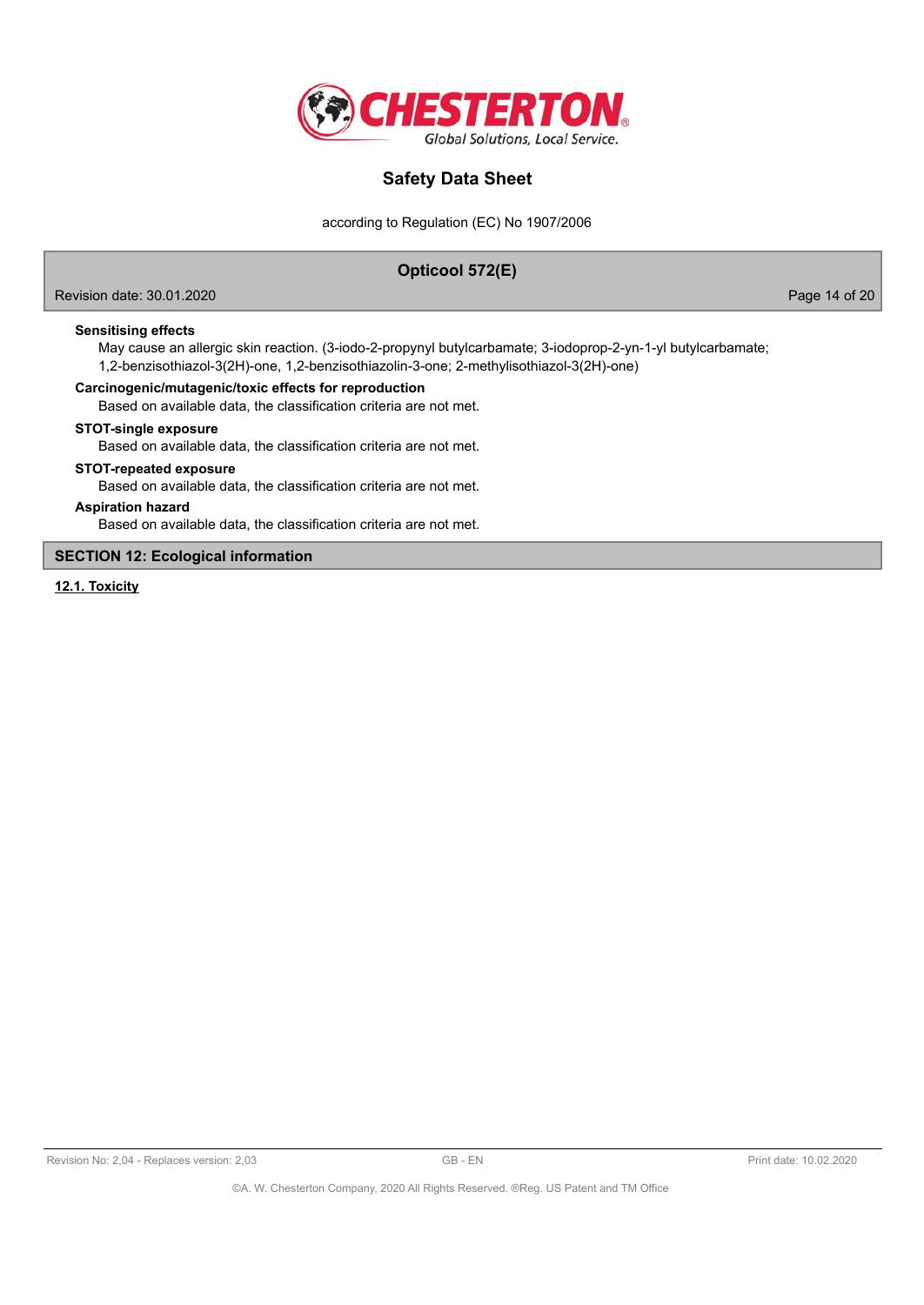**Sensitising effects**

May cause an allergic skin reaction. (3-iodo-2-propynyl butylcarbamate; 3-iodoprop-2-yn-1-yl butylcarbamate; 1,2-benzisothiazol-3(2H)-one, 1,2-benzisothiazolin-3-one; 2-methylisothiazol-3(2H)-one)

**Carcinogenic/mutagenic/toxic effects for reproduction**

Based on available data, the classification criteria are not met.

**STOT-single exposure**

Based on available data, the classification criteria are not met.

**STOT-repeated exposure**

Based on available data, the classification criteria are not met.

**Aspiration hazard**

Based on available data, the classification criteria are not met.

## SECTION 12: Ecological information

### 12.1. Toxicity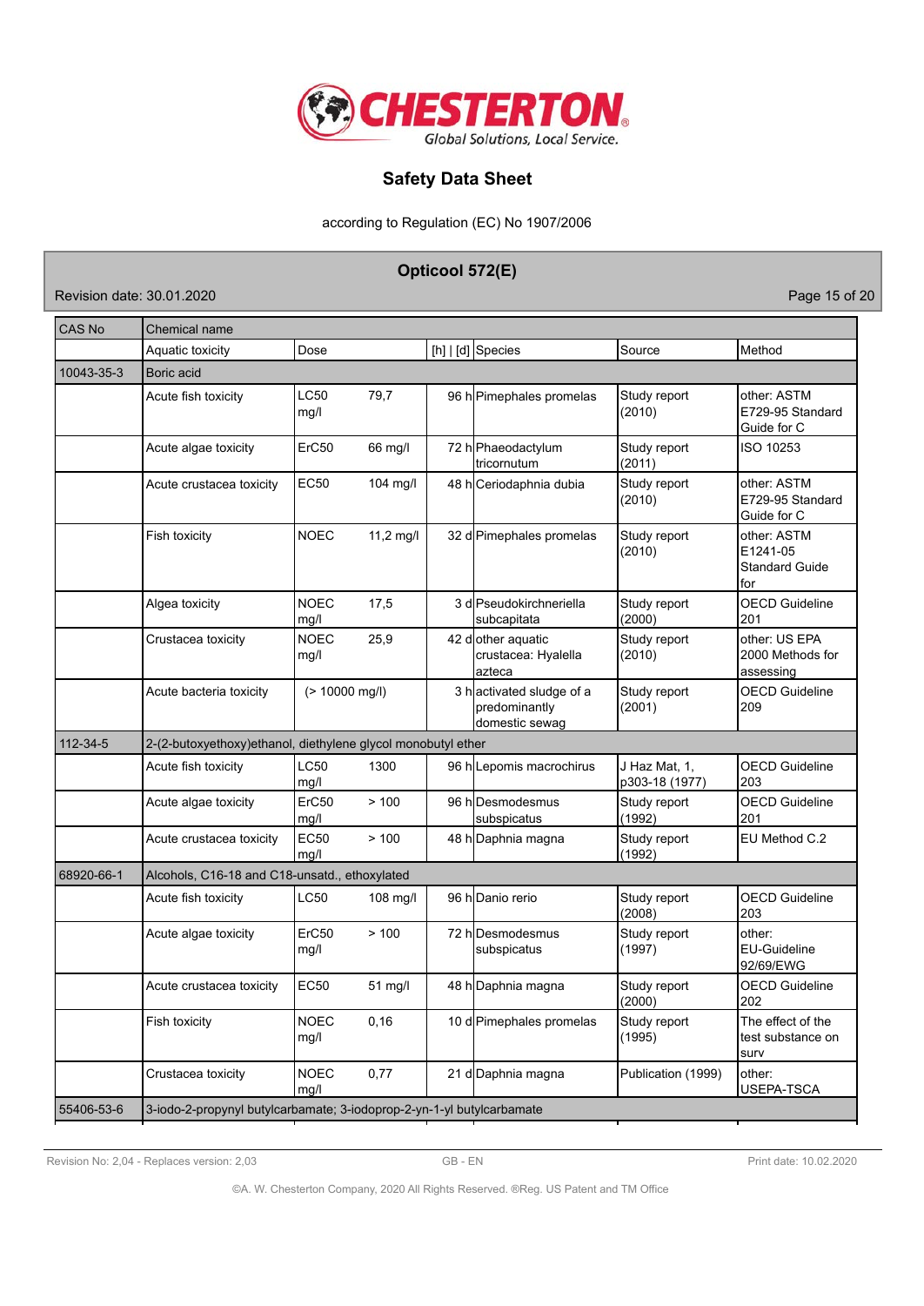| CAS No | Chemical name | | | | | |
|---|---|---|---|---|---|---|
| | Aquatic toxicity | Dose | [h] \| [d] | Species | Source | Method |
| 10043-35-3 | Boric acid | | | | | |
| | Acute fish toxicity | LC50 79,7 mg/l | 96 h | Pimephales promelas | Study report (2010) | other: ASTM E729-95 Standard Guide for C |
| | Acute algae toxicity | ErC50 66 mg/l | 72 h | Phaeodactylum tricornutum | Study report (2011) | ISO 10253 |
| | Acute crustacea toxicity | EC50 104 mg/l | 48 h | Ceriodaphnia dubia | Study report (2010) | other: ASTM E729-95 Standard Guide for C |
| | Fish toxicity | NOEC 11,2 mg/l | 32 d | Pimephales promelas | Study report (2010) | other: ASTM E1241-05 Standard Guide for |
| | Algea toxicity | NOEC 17,5 mg/l | 3 d | Pseudokirchneriella subcapitata | Study report (2000) | OECD Guideline 201 |
| | Crustacea toxicity | NOEC 25,9 mg/l | 42 d | other aquatic crustacea: Hyalella azteca | Study report (2010) | other: US EPA 2000 Methods for assessing |
| | Acute bacteria toxicity | (> 10000 mg/l) | 3 h | activated sludge of a predominantly domestic sewag | Study report (2001) | OECD Guideline 209 |
| 112-34-5 | 2-(2-butoxyethoxy)ethanol, diethylene glycol monobutyl ether | | | | | |
| | Acute fish toxicity | LC50 1300 mg/l | 96 h | Lepomis macrochirus | J Haz Mat, 1, p303-18 (1977) | OECD Guideline 203 |
| | Acute algae toxicity | ErC50 > 100 mg/l | 96 h | Desmodesmus subspicatus | Study report (1992) | OECD Guideline 201 |
| | Acute crustacea toxicity | EC50 > 100 mg/l | 48 h | Daphnia magna | Study report (1992) | EU Method C.2 |
| 68920-66-1 | Alcohols, C16-18 and C18-unsatd., ethoxylated | | | | | |
| | Acute fish toxicity | LC50 108 mg/l | 96 h | Danio rerio | Study report (2008) | OECD Guideline 203 |
| | Acute algae toxicity | ErC50 > 100 mg/l | 72 h | Desmodesmus subspicatus | Study report (1997) | other: EU-Guideline 92/69/EWG |
| | Acute crustacea toxicity | EC50 51 mg/l | 48 h | Daphnia magna | Study report (2000) | OECD Guideline 202 |
| | Fish toxicity | NOEC 0,16 mg/l | 10 d | Pimephales promelas | Study report (1995) | The effect of the test substance on surv |
| | Crustacea toxicity | NOEC 0,77 mg/l | 21 d | Daphnia magna | Publication (1999) | other: USEPA-TSCA |
| 55406-53-6 | 3-iodo-2-propynyl butylcarbamate; 3-iodoprop-2-yn-1-yl butylcarbamate | | | | | |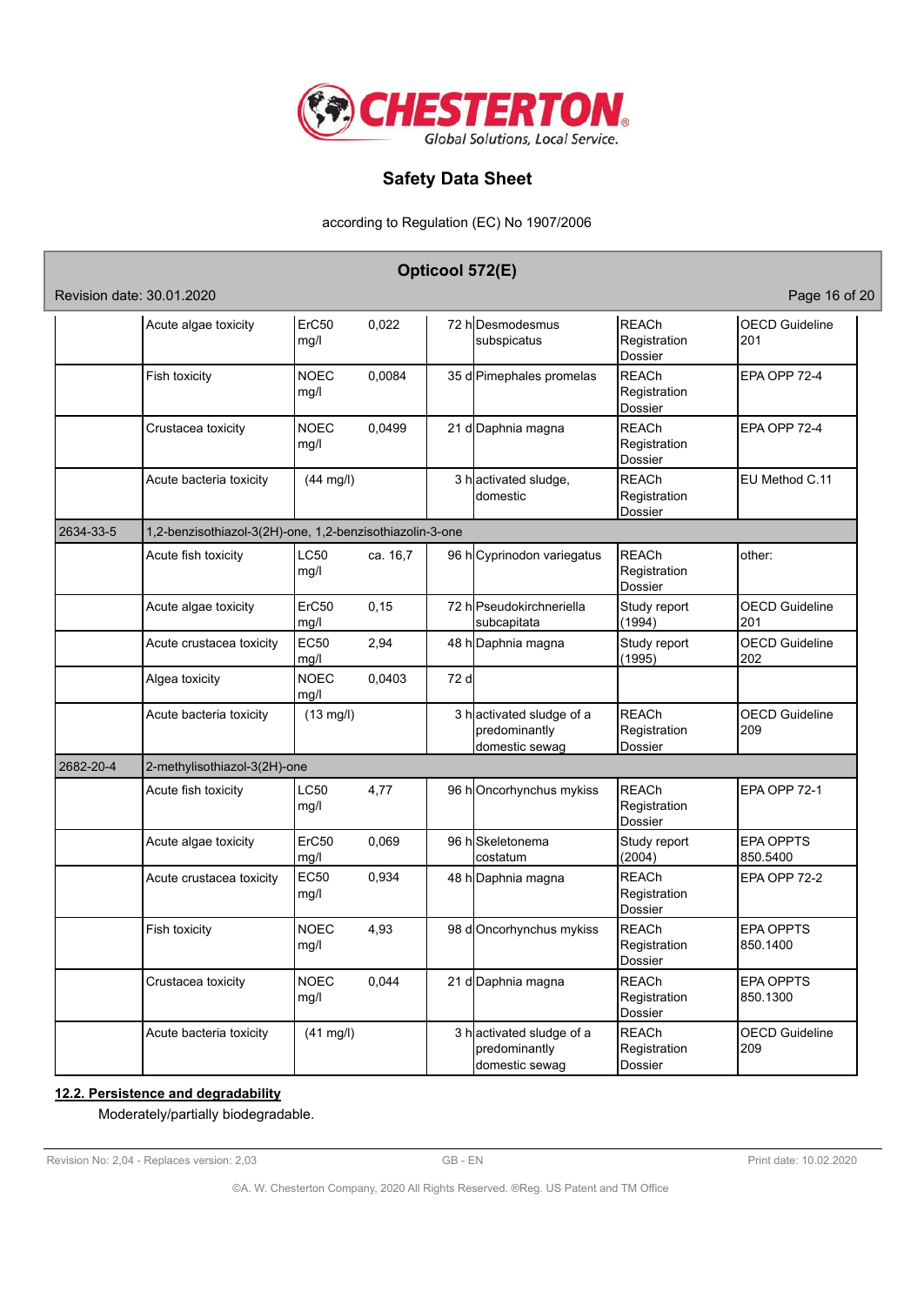| CAS No | Chemical name | | | | | | |
|---|---|---|---|---|---|---|---|
| | Aquatic toxicity | Dose | | [h] \| [d] | Species | Source | Method |
| | Acute algae toxicity | ErC50 mg/l | 0,022 | 72 h | Desmodesmus subspicatus | REACh Registration Dossier | OECD Guideline 201 |
| | Fish toxicity | NOEC mg/l | 0,0084 | 35 d | Pimephales promelas | REACh Registration Dossier | EPA OPP 72-4 |
| | Crustacea toxicity | NOEC mg/l | 0,0499 | 21 d | Daphnia magna | REACh Registration Dossier | EPA OPP 72-4 |
| | Acute bacteria toxicity | (44 mg/l) | | 3 h | activated sludge, domestic | REACh Registration Dossier | EU Method C.11 |
| 2634-33-5 | 1,2-benzisothiazol-3(2H)-one, 1,2-benzisothiazolin-3-one | | | | | | |
| | Acute fish toxicity | LC50 mg/l | ca. 16,7 | 96 h | Cyprinodon variegatus | REACh Registration Dossier | other: |
| | Acute algae toxicity | ErC50 mg/l | 0,15 | 72 h | Pseudokirchneriella subcapitata | Study report (1994) | OECD Guideline 201 |
| | Acute crustacea toxicity | EC50 mg/l | 2,94 | 48 h | Daphnia magna | Study report (1995) | OECD Guideline 202 |
| | Algea toxicity | NOEC mg/l | 0,0403 | 72 d | | | |
| | Acute bacteria toxicity | (13 mg/l) | | 3 h | activated sludge of a predominantly domestic sewag | REACh Registration Dossier | OECD Guideline 209 |
| 2682-20-4 | 2-methylisothiazol-3(2H)-one | | | | | | |
| | Acute fish toxicity | LC50 mg/l | 4,77 | 96 h | Oncorhynchus mykiss | REACh Registration Dossier | EPA OPP 72-1 |
| | Acute algae toxicity | ErC50 mg/l | 0,069 | 96 h | Skeletonema costatum | Study report (2004) | EPA OPPTS 850.5400 |
| | Acute crustacea toxicity | EC50 mg/l | 0,934 | 48 h | Daphnia magna | REACh Registration Dossier | EPA OPP 72-2 |
| | Fish toxicity | NOEC mg/l | 4,93 | 98 d | Oncorhynchus mykiss | REACh Registration Dossier | EPA OPPTS 850.1400 |
| | Crustacea toxicity | NOEC mg/l | 0,044 | 21 d | Daphnia magna | REACh Registration Dossier | EPA OPPTS 850.1300 |
| | Acute bacteria toxicity | (41 mg/l) | | 3 h | activated sludge of a predominantly domestic sewag | REACh Registration Dossier | OECD Guideline 209 |

**12.2. Persistence and degradability**

Moderately/partially biodegradable.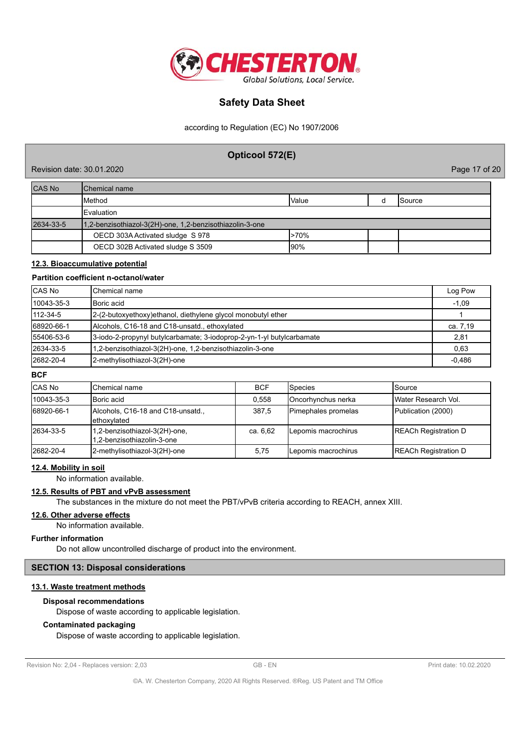| CAS No | Chemical name | | | |
|---|---|---|---|---|
| | Method | Value | d | Source |
| | Evaluation | | | |
| 2634-33-5 | 1,2-benzisothiazol-3(2H)-one, 1,2-benzisothiazolin-3-one | | | |
| | OECD 303A Activated sludge S 978 | >70% | | |
| | OECD 302B Activated sludge S 3509 | 90% | | |

### 12.3. Bioaccumulative potential

**Partition coefficient n-octanol/water**

| CAS No | Chemical name | Log Pow |
|---|---|---|
| 10043-35-3 | Boric acid | -1,09 |
| 112-34-5 | 2-(2-butoxyethoxy)ethanol, diethylene glycol monobutyl ether | 1 |
| 68920-66-1 | Alcohols, C16-18 and C18-unsatd., ethoxylated | ca. 7,19 |
| 55406-53-6 | 3-iodo-2-propynyl butylcarbamate; 3-iodoprop-2-yn-1-yl butylcarbamate | 2,81 |
| 2634-33-5 | 1,2-benzisothiazol-3(2H)-one, 1,2-benzisothiazolin-3-one | 0,63 |
| 2682-20-4 | 2-methylisothiazol-3(2H)-one | -0,486 |

**BCF**

| CAS No | Chemical name | BCF | Species | Source |
|---|---|---|---|---|
| 10043-35-3 | Boric acid | 0,558 | Oncorhynchus nerka | Water Research Vol. |
| 68920-66-1 | Alcohols, C16-18 and C18-unsatd., ethoxylated | 387,5 | Pimephales promelas | Publication (2000) |
| 2634-33-5 | 1,2-benzisothiazol-3(2H)-one, 1,2-benzisothiazolin-3-one | ca. 6,62 | Lepomis macrochirus | REACh Registration D |
| 2682-20-4 | 2-methylisothiazol-3(2H)-one | 5,75 | Lepomis macrochirus | REACh Registration D |

### 12.4. Mobility in soil

No information available.

### 12.5. Results of PBT and vPvB assessment

The substances in the mixture do not meet the PBT/vPvB criteria according to REACH, annex XIII.

### 12.6. Other adverse effects

No information available.

**Further information**

Do not allow uncontrolled discharge of product into the environment.

## SECTION 13: Disposal considerations

### 13.1. Waste treatment methods

**Disposal recommendations**

Dispose of waste according to applicable legislation.

**Contaminated packaging**

Dispose of waste according to applicable legislation.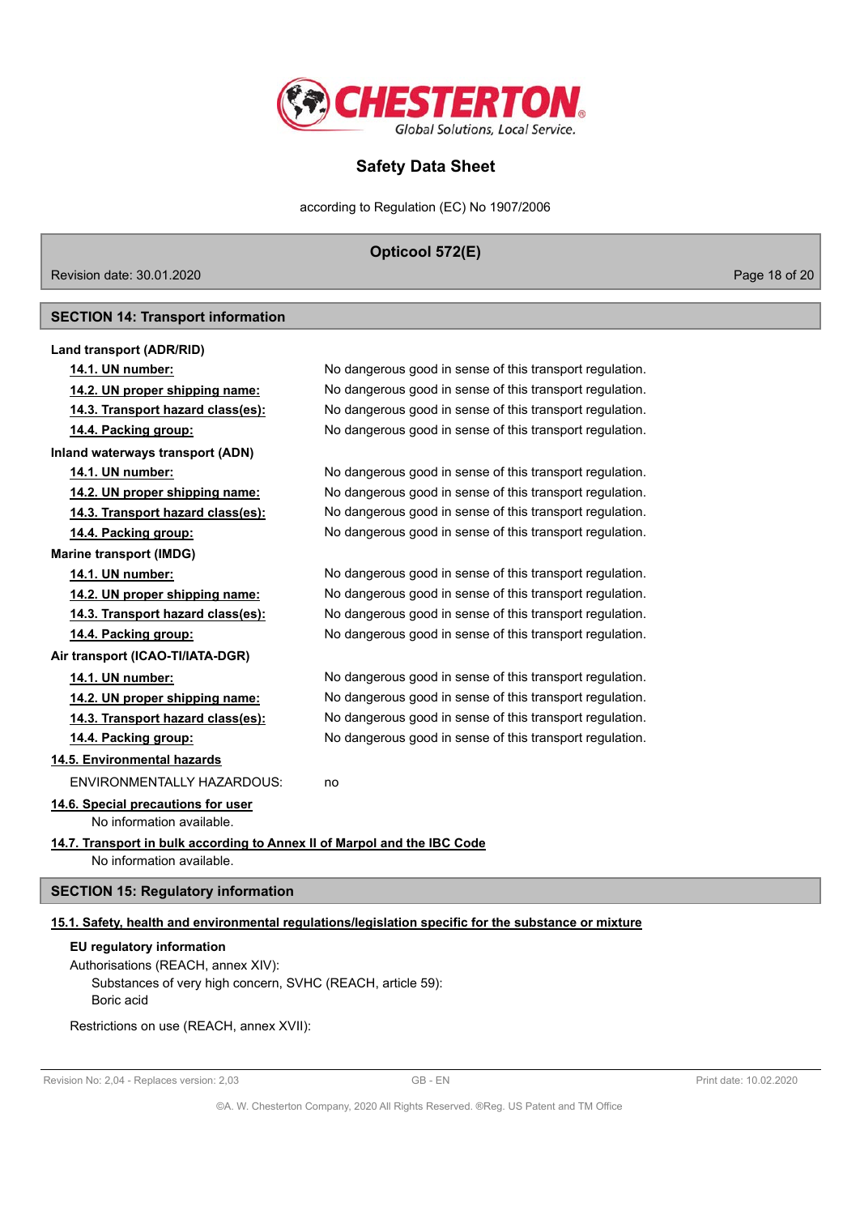## SECTION 14: Transport information

**Land transport (ADR/RID)**

| | |
|---|---|
| **14.1. UN number:** | No dangerous good in sense of this transport regulation. |
| **14.2. UN proper shipping name:** | No dangerous good in sense of this transport regulation. |
| **14.3. Transport hazard class(es):** | No dangerous good in sense of this transport regulation. |
| **14.4. Packing group:** | No dangerous good in sense of this transport regulation. |

**Inland waterways transport (ADN)**

| | |
|---|---|
| **14.1. UN number:** | No dangerous good in sense of this transport regulation. |
| **14.2. UN proper shipping name:** | No dangerous good in sense of this transport regulation. |
| **14.3. Transport hazard class(es):** | No dangerous good in sense of this transport regulation. |
| **14.4. Packing group:** | No dangerous good in sense of this transport regulation. |

**Marine transport (IMDG)**

| | |
|---|---|
| **14.1. UN number:** | No dangerous good in sense of this transport regulation. |
| **14.2. UN proper shipping name:** | No dangerous good in sense of this transport regulation. |
| **14.3. Transport hazard class(es):** | No dangerous good in sense of this transport regulation. |
| **14.4. Packing group:** | No dangerous good in sense of this transport regulation. |

**Air transport (ICAO-TI/IATA-DGR)**

| | |
|---|---|
| **14.1. UN number:** | No dangerous good in sense of this transport regulation. |
| **14.2. UN proper shipping name:** | No dangerous good in sense of this transport regulation. |
| **14.3. Transport hazard class(es):** | No dangerous good in sense of this transport regulation. |
| **14.4. Packing group:** | No dangerous good in sense of this transport regulation. |

**14.5. Environmental hazards**

ENVIRONMENTALLY HAZARDOUS: no

**14.6. Special precautions for user**

No information available.

**14.7. Transport in bulk according to Annex II of Marpol and the IBC Code**

No information available.

## SECTION 15: Regulatory information

**15.1. Safety, health and environmental regulations/legislation specific for the substance or mixture**

**EU regulatory information**

Authorisations (REACH, annex XIV):

Substances of very high concern, SVHC (REACH, article 59):
Boric acid

Restrictions on use (REACH, annex XVII):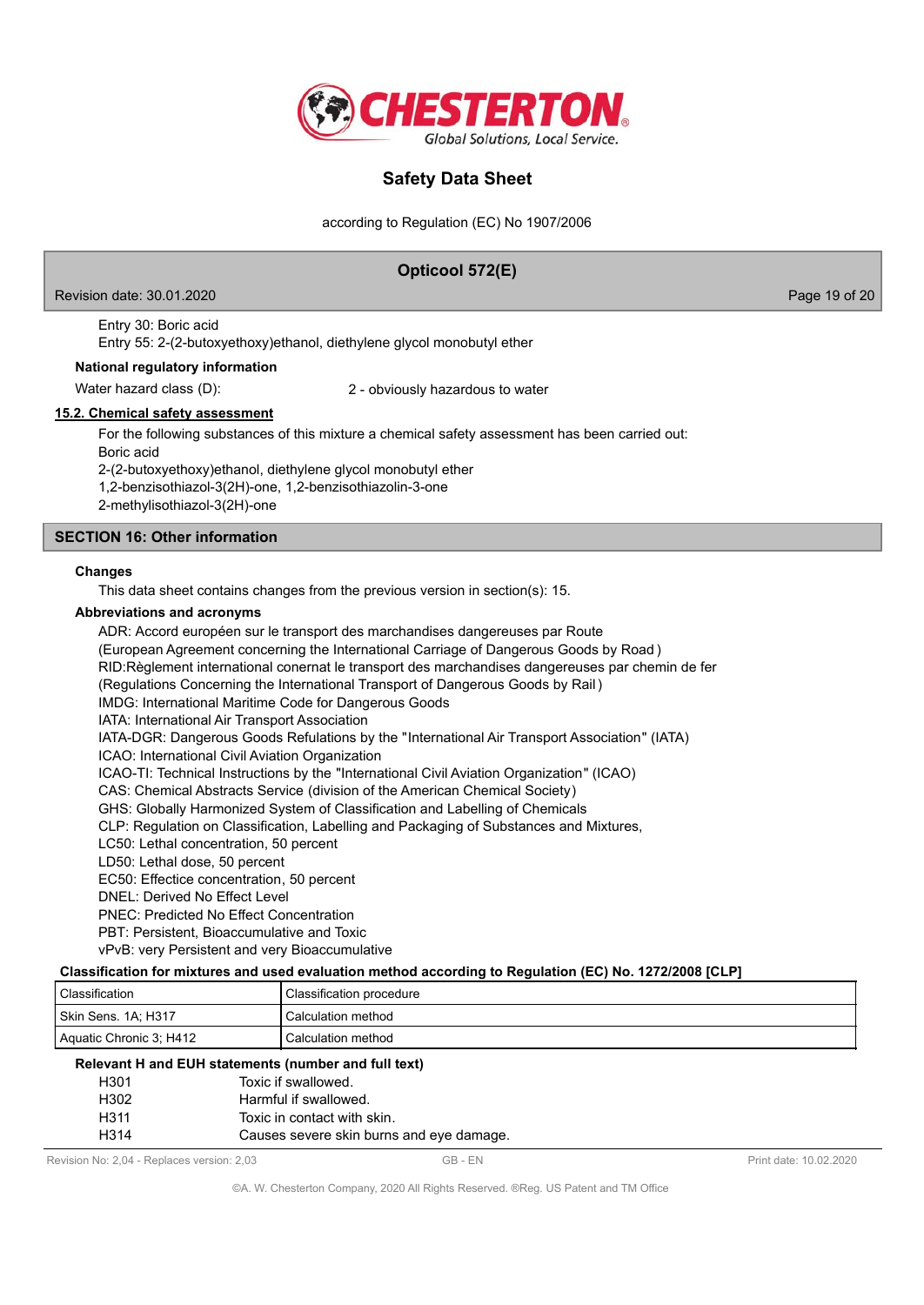Entry 30: Boric acid

Entry 55: 2-(2-butoxyethoxy)ethanol, diethylene glycol monobutyl ether

**National regulatory information**

Water hazard class (D): 2 - obviously hazardous to water

**15.2. Chemical safety assessment**

For the following substances of this mixture a chemical safety assessment has been carried out:

Boric acid

2-(2-butoxyethoxy)ethanol, diethylene glycol monobutyl ether

1,2-benzisothiazol-3(2H)-one, 1,2-benzisothiazolin-3-one

2-methylisothiazol-3(2H)-one

## SECTION 16: Other information

**Changes**

This data sheet contains changes from the previous version in section(s): 15.

**Abbreviations and acronyms**

ADR: Accord européen sur le transport des marchandises dangereuses par Route
(European Agreement concerning the International Carriage of Dangerous Goods by Road )
RID:Règlement international connernat le transport des marchandises dangereuses par chemin de fer
(Regulations Concerning the International Transport of Dangerous Goods by Rail )
IMDG: International Maritime Code for Dangerous Goods
IATA: International Air Transport Association
IATA-DGR: Dangerous Goods Refulations by the "International Air Transport Association" (IATA)
ICAO: International Civil Aviation Organization
ICAO-TI: Technical Instructions by the "International Civil Aviation Organization" (ICAO)
CAS: Chemical Abstracts Service (division of the American Chemical Society)
GHS: Globally Harmonized System of Classification and Labelling of Chemicals
CLP: Regulation on Classification, Labelling and Packaging of Substances and Mixtures,
LC50: Lethal concentration, 50 percent
LD50: Lethal dose, 50 percent
EC50: Effectice concentration, 50 percent
DNEL: Derived No Effect Level
PNEC: Predicted No Effect Concentration
PBT: Persistent, Bioaccumulative and Toxic
vPvB: very Persistent and very Bioaccumulative

**Classification for mixtures and used evaluation method according to Regulation (EC) No. 1272/2008 [CLP]**

| Classification | Classification procedure |
|---|---|
| Skin Sens. 1A; H317 | Calculation method |
| Aquatic Chronic 3; H412 | Calculation method |

**Relevant H and EUH statements (number and full text)**

| | |
|---|---|
| H301 | Toxic if swallowed. |
| H302 | Harmful if swallowed. |
| H311 | Toxic in contact with skin. |
| H314 | Causes severe skin burns and eye damage. |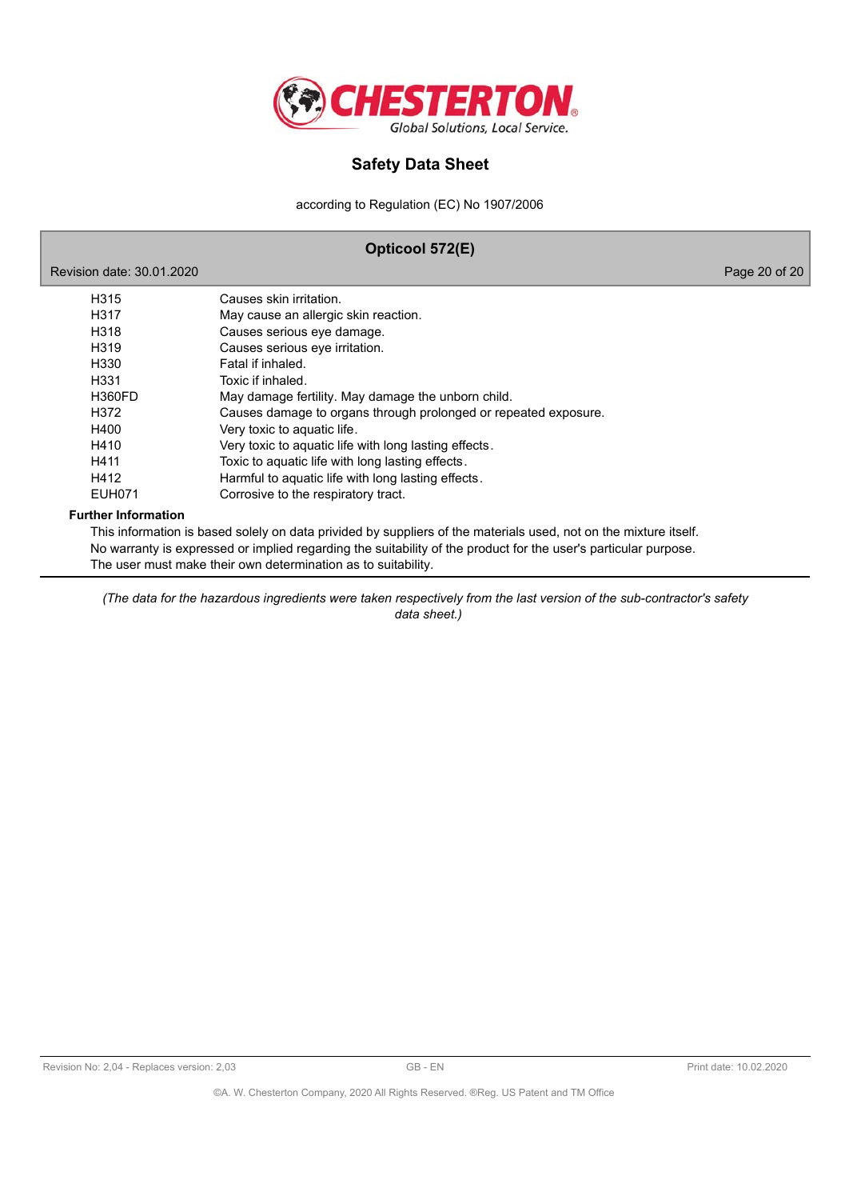| | |
|---|---|
| H315 | Causes skin irritation. |
| H317 | May cause an allergic skin reaction. |
| H318 | Causes serious eye damage. |
| H319 | Causes serious eye irritation. |
| H330 | Fatal if inhaled. |
| H331 | Toxic if inhaled. |
| H360FD | May damage fertility. May damage the unborn child. |
| H372 | Causes damage to organs through prolonged or repeated exposure. |
| H400 | Very toxic to aquatic life. |
| H410 | Very toxic to aquatic life with long lasting effects. |
| H411 | Toxic to aquatic life with long lasting effects. |
| H412 | Harmful to aquatic life with long lasting effects. |
| EUH071 | Corrosive to the respiratory tract. |

**Further Information**

This information is based solely on data privided by suppliers of the materials used, not on the mixture itself.
No warranty is expressed or implied regarding the suitability of the product for the user's particular purpose.
The user must make their own determination as to suitability.

*(The data for the hazardous ingredients were taken respectively from the last version of the sub-contractor's safety data sheet.)*